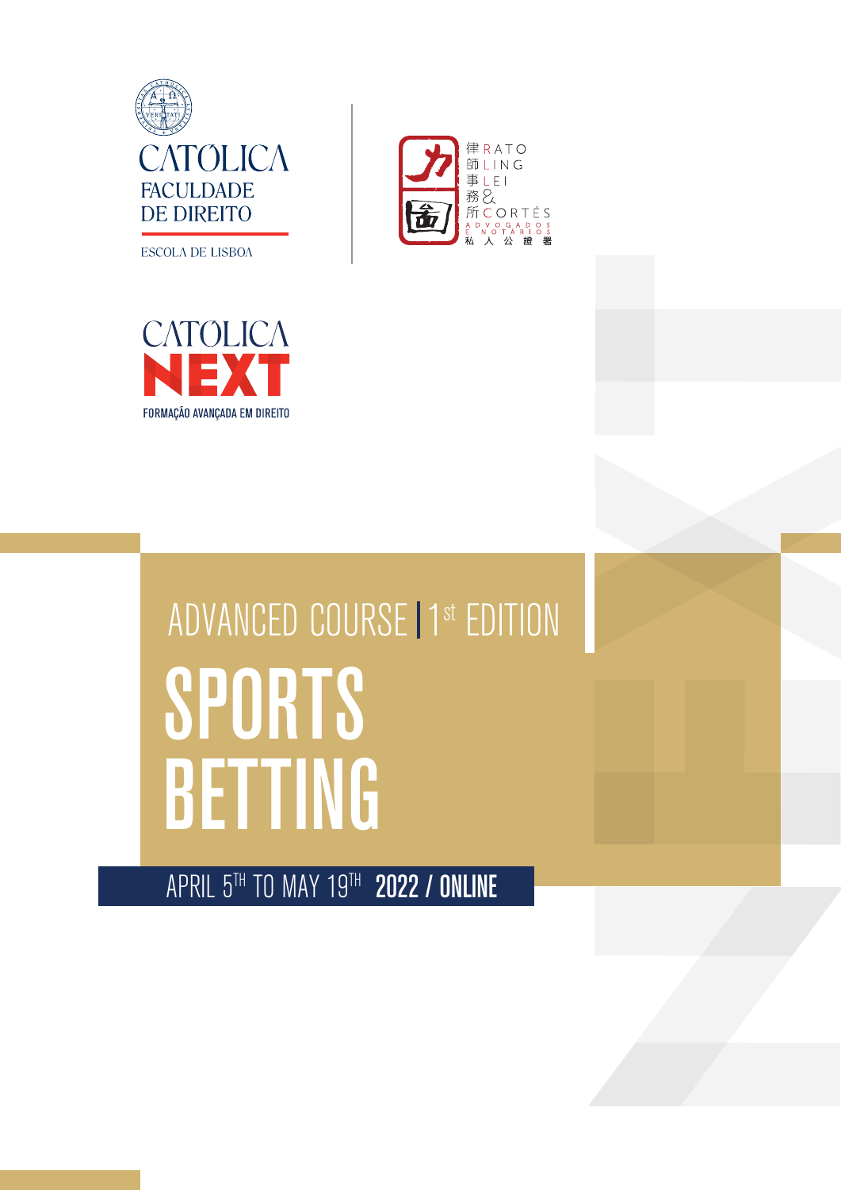CATÓLICA
FACULDADE
DE DIREITO
ESCOLA DE LISBOA

律師事務所 RATO LING LEI & CORTÉS
ADVOGADOS E NOTÁRIOS
私人公證署

CATÓLICA
NEXT
FORMAÇÃO AVANÇADA EM DIREITO

ADVANCED COURSE | 1st EDITION

# SPORTS BETTING

APRIL 5TH TO MAY 19TH **2022 / ONLINE**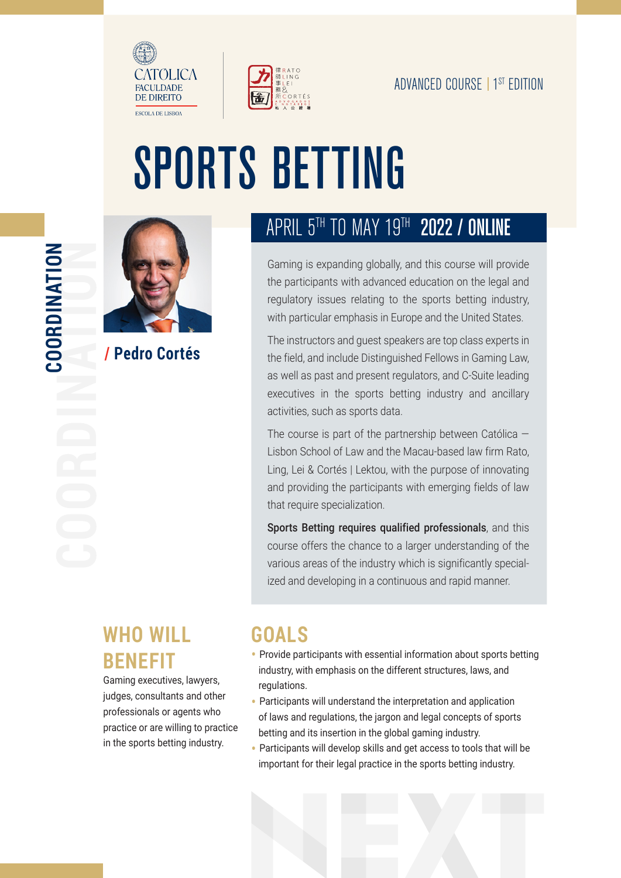CATÓLICA FACULDADE DE DIREITO ESCOLA DE LISBOA

RATO LING LEI & CORTÉS

ADVANCED COURSE | 1ST EDITION

# SPORTS BETTING

## COORDINATION

**/ Pedro Cortés**

## APRIL 5TH TO MAY 19TH 2022 / ONLINE

Gaming is expanding globally, and this course will provide the participants with advanced education on the legal and regulatory issues relating to the sports betting industry, with particular emphasis in Europe and the United States.

The instructors and guest speakers are top class experts in the field, and include Distinguished Fellows in Gaming Law, as well as past and present regulators, and C-Suite leading executives in the sports betting industry and ancillary activities, such as sports data.

The course is part of the partnership between Católica – Lisbon School of Law and the Macau-based law firm Rato, Ling, Lei & Cortés | Lektou, with the purpose of innovating and providing the participants with emerging fields of law that require specialization.

**Sports Betting requires qualified professionals**, and this course offers the chance to a larger understanding of the various areas of the industry which is significantly specialized and developing in a continuous and rapid manner.

## WHO WILL BENEFIT

Gaming executives, lawyers, judges, consultants and other professionals or agents who practice or are willing to practice in the sports betting industry.

## GOALS

- Provide participants with essential information about sports betting industry, with emphasis on the different structures, laws, and regulations.
- Participants will understand the interpretation and application of laws and regulations, the jargon and legal concepts of sports betting and its insertion in the global gaming industry.
- Participants will develop skills and get access to tools that will be important for their legal practice in the sports betting industry.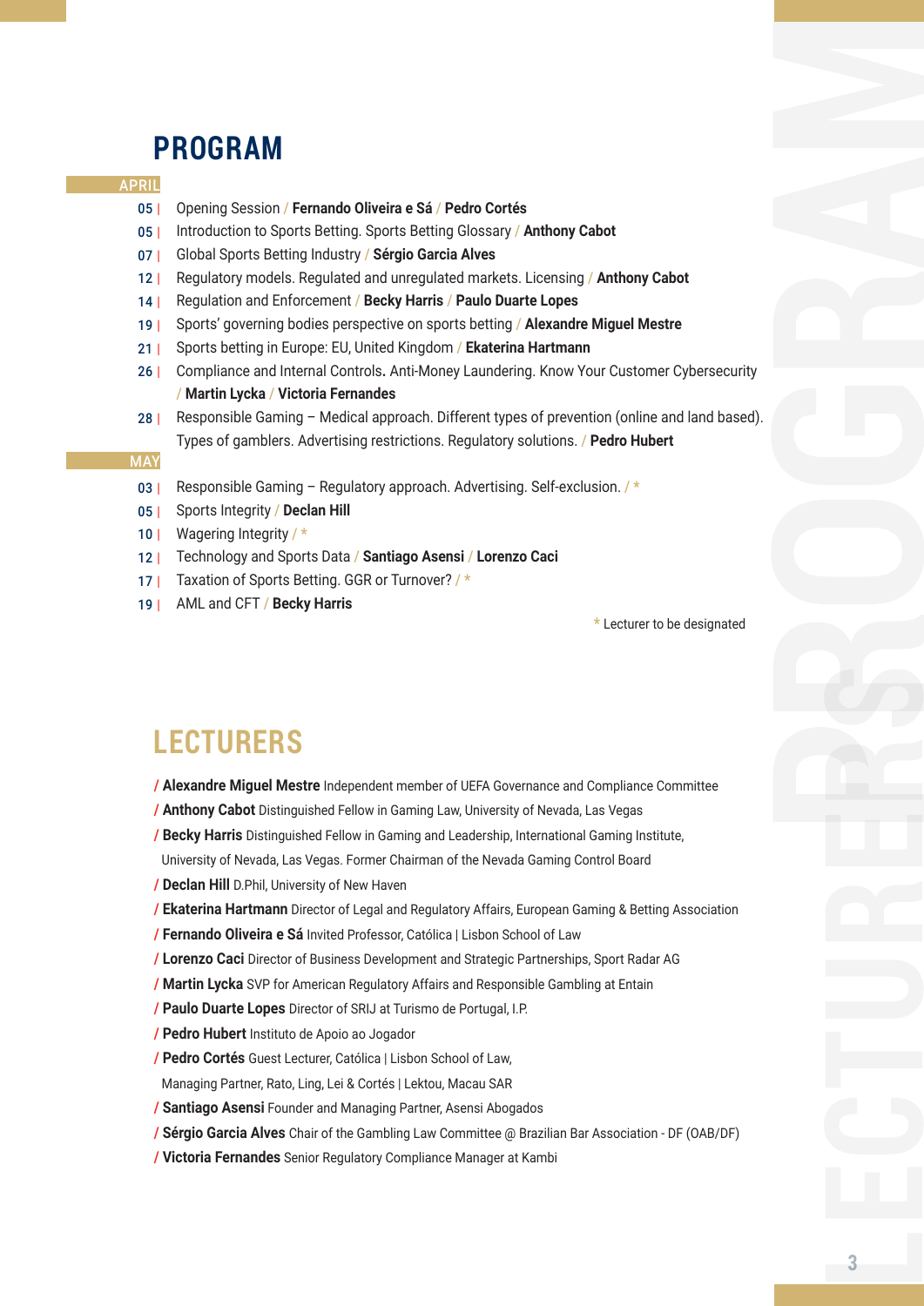# PROGRAM

**APRIL**

- 05 | Opening Session / **Fernando Oliveira e Sá** / **Pedro Cortés**
- 05 | Introduction to Sports Betting. Sports Betting Glossary / **Anthony Cabot**
- 07 | Global Sports Betting Industry / **Sérgio Garcia Alves**
- 12 | Regulatory models. Regulated and unregulated markets. Licensing / **Anthony Cabot**
- 14 | Regulation and Enforcement / **Becky Harris** / **Paulo Duarte Lopes**
- 19 | Sports' governing bodies perspective on sports betting / **Alexandre Miguel Mestre**
- 21 | Sports betting in Europe: EU, United Kingdom / **Ekaterina Hartmann**
- 26 | Compliance and Internal Controls**.** Anti-Money Laundering. Know Your Customer Cybersecurity / **Martin Lycka** / **Victoria Fernandes**
- 28 | Responsible Gaming – Medical approach. Different types of prevention (online and land based). Types of gamblers. Advertising restrictions. Regulatory solutions. / **Pedro Hubert**

**MAY**

- 03 | Responsible Gaming – Regulatory approach. Advertising. Self-exclusion. / *
- 05 | Sports Integrity / **Declan Hill**
- 10 | Wagering Integrity / *
- 12 | Technology and Sports Data / **Santiago Asensi** / **Lorenzo Caci**
- 17 | Taxation of Sports Betting. GGR or Turnover? / *
- 19 | AML and CFT / **Becky Harris**

\* Lecturer to be designated

# LECTURERS

/ **Alexandre Miguel Mestre** Independent member of UEFA Governance and Compliance Committee

/ **Anthony Cabot** Distinguished Fellow in Gaming Law, University of Nevada, Las Vegas

/ **Becky Harris** Distinguished Fellow in Gaming and Leadership, International Gaming Institute, University of Nevada, Las Vegas. Former Chairman of the Nevada Gaming Control Board

/ **Declan Hill** D.Phil, University of New Haven

/ **Ekaterina Hartmann** Director of Legal and Regulatory Affairs, European Gaming & Betting Association

/ **Fernando Oliveira e Sá** Invited Professor, Católica | Lisbon School of Law

/ **Lorenzo Caci** Director of Business Development and Strategic Partnerships, Sport Radar AG

/ **Martin Lycka** SVP for American Regulatory Affairs and Responsible Gambling at Entain

/ **Paulo Duarte Lopes** Director of SRIJ at Turismo de Portugal, I.P.

/ **Pedro Hubert** Instituto de Apoio ao Jogador

/ **Pedro Cortés** Guest Lecturer, Católica | Lisbon School of Law, Managing Partner, Rato, Ling, Lei & Cortés | Lektou, Macau SAR

/ **Santiago Asensi** Founder and Managing Partner, Asensi Abogados

/ **Sérgio Garcia Alves** Chair of the Gambling Law Committee @ Brazilian Bar Association - DF (OAB/DF)

/ **Victoria Fernandes** Senior Regulatory Compliance Manager at Kambi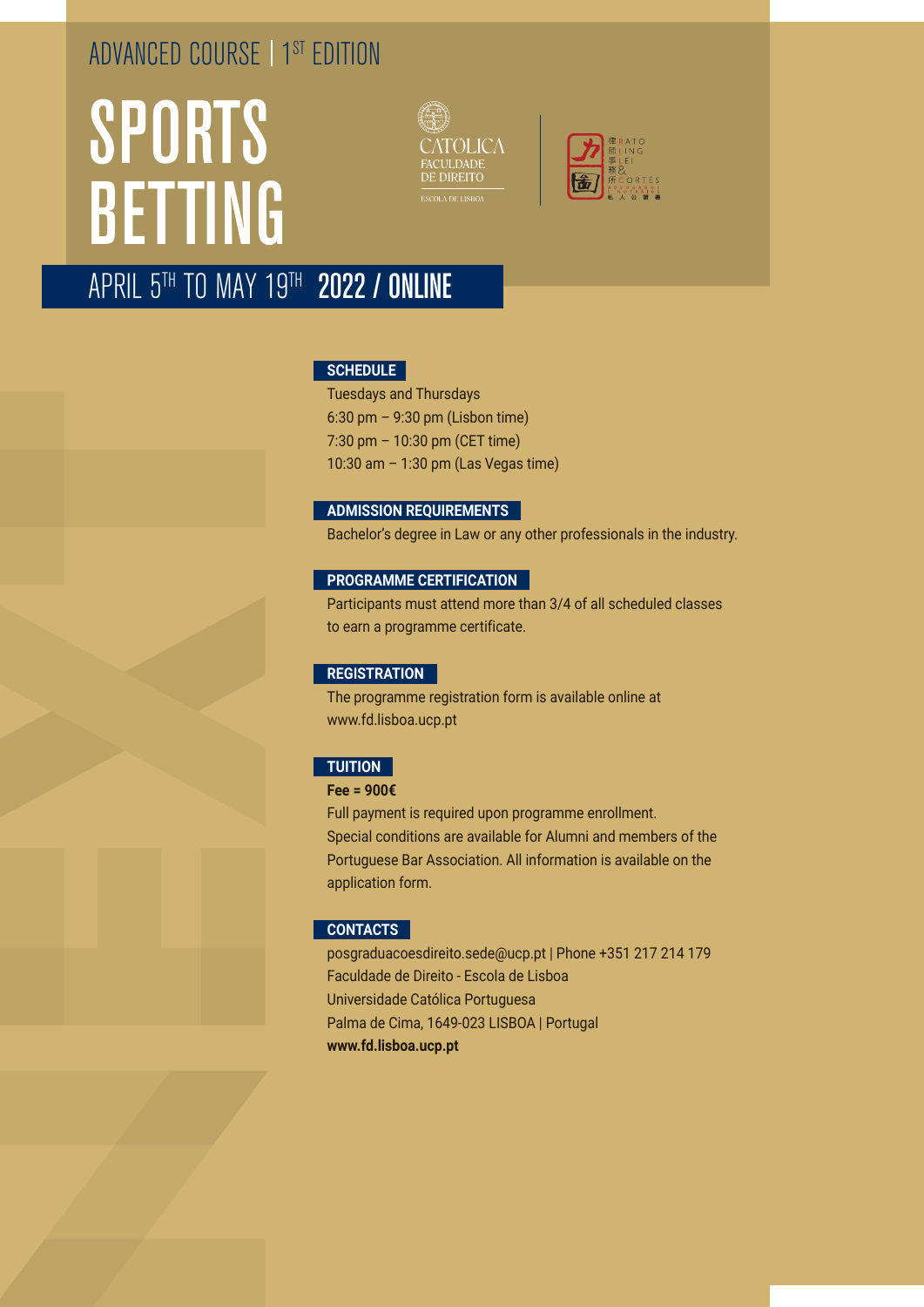ADVANCED COURSE | 1ST EDITION

# SPORTS BETTING

CATÓLICA
FACULDADE DE DIREITO
ESCOLA DE LISBOA

律師事務所
RATO LING LEI & CORTÉS
ADVOGADOS E NOTÁRIOS
私人公證員

## APRIL 5TH TO MAY 19TH 2022 / ONLINE

### SCHEDULE

Tuesdays and Thursdays
6:30 pm – 9:30 pm (Lisbon time)
7:30 pm – 10:30 pm (CET time)
10:30 am – 1:30 pm (Las Vegas time)

### ADMISSION REQUIREMENTS

Bachelor's degree in Law or any other professionals in the industry.

### PROGRAMME CERTIFICATION

Participants must attend more than 3/4 of all scheduled classes to earn a programme certificate.

### REGISTRATION

The programme registration form is available online at www.fd.lisboa.ucp.pt

### TUITION

**Fee = 900€**

Full payment is required upon programme enrollment.
Special conditions are available for Alumni and members of the Portuguese Bar Association. All information is available on the application form.

### CONTACTS

posgraduacoesdireito.sede@ucp.pt | Phone +351 217 214 179
Faculdade de Direito - Escola de Lisboa
Universidade Católica Portuguesa
Palma de Cima, 1649-023 LISBOA | Portugal
**www.fd.lisboa.ucp.pt**